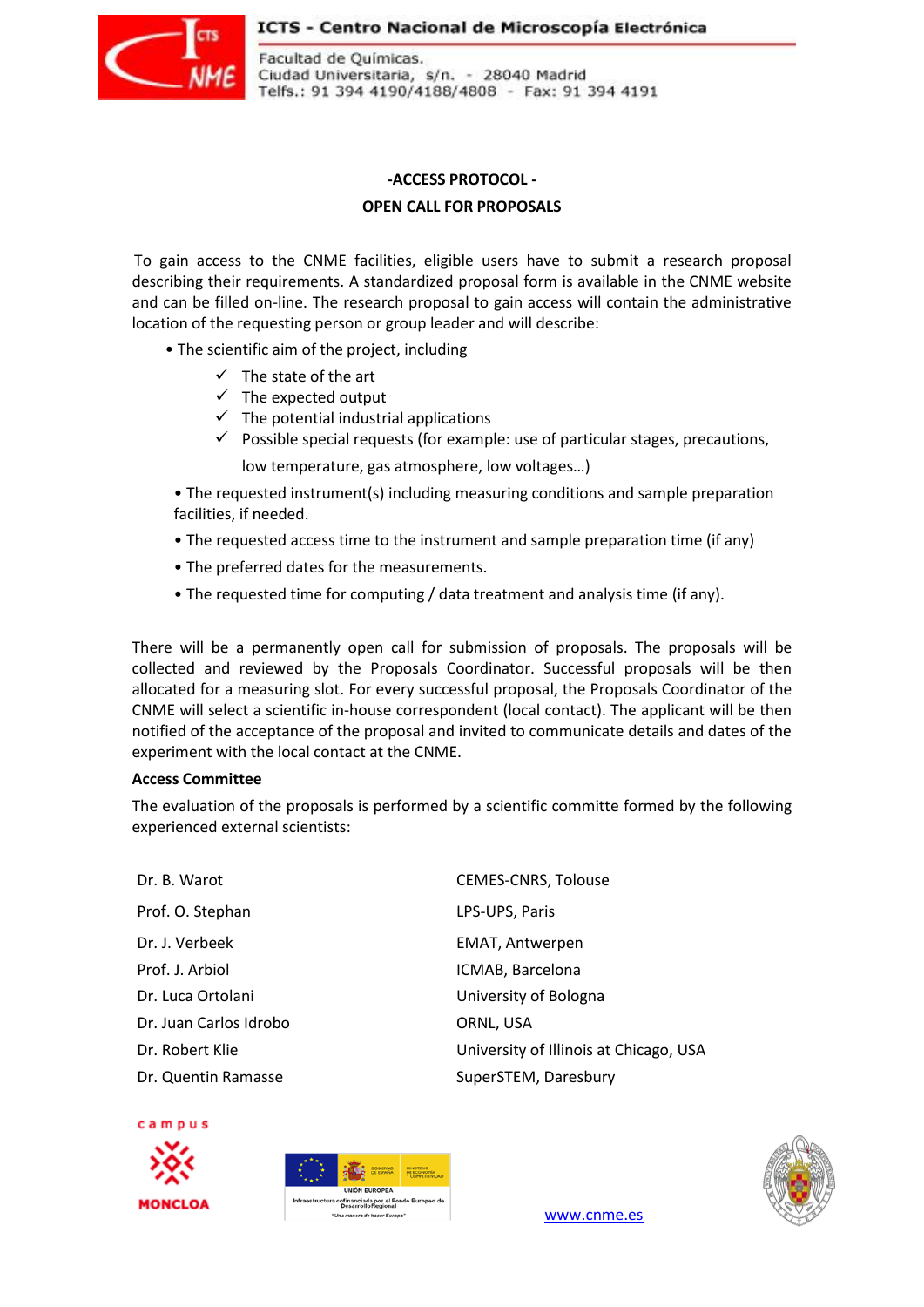ICTS - Centro Nacional de Microscopía Electrónica

Facultad de Químicas.
Ciudad Universitaria, s/n. - 28040 Madrid
Telfs.: 91 394 4190/4188/4808 - Fax: 91 394 4191

## -ACCESS PROTOCOL -

## OPEN CALL FOR PROPOSALS

To gain access to the CNME facilities, eligible users have to submit a research proposal describing their requirements. A standardized proposal form is available in the CNME website and can be filled on-line. The research proposal to gain access will contain the administrative location of the requesting person or group leader and will describe:

- The scientific aim of the project, including
  - ✓ The state of the art
  - ✓ The expected output
  - ✓ The potential industrial applications
  - ✓ Possible special requests (for example: use of particular stages, precautions, low temperature, gas atmosphere, low voltages…)
- The requested instrument(s) including measuring conditions and sample preparation facilities, if needed.
- The requested access time to the instrument and sample preparation time (if any)
- The preferred dates for the measurements.
- The requested time for computing / data treatment and analysis time (if any).

There will be a permanently open call for submission of proposals. The proposals will be collected and reviewed by the Proposals Coordinator. Successful proposals will be then allocated for a measuring slot. For every successful proposal, the Proposals Coordinator of the CNME will select a scientific in-house correspondent (local contact). The applicant will be then notified of the acceptance of the proposal and invited to communicate details and dates of the experiment with the local contact at the CNME.

**Access Committee**

The evaluation of the proposals is performed by a scientific committe formed by the following experienced external scientists:

| | |
|---|---|
| Dr. B. Warot | CEMES-CNRS, Tolouse |
| Prof. O. Stephan | LPS-UPS, Paris |
| Dr. J. Verbeek | EMAT, Antwerpen |
| Prof. J. Arbiol | ICMAB, Barcelona |
| Dr. Luca Ortolani | University of Bologna |
| Dr. Juan Carlos Idrobo | ORNL, USA |
| Dr. Robert Klie | University of Illinois at Chicago, USA |
| Dr. Quentin Ramasse | SuperSTEM, Daresbury |

campus MONCLOA

UNIÓN EUROPEA
Infraestructura cofinanciada por el Fondo Europeo de Desarrollo Regional
"Una manera de hacer Europa"

www.cnme.es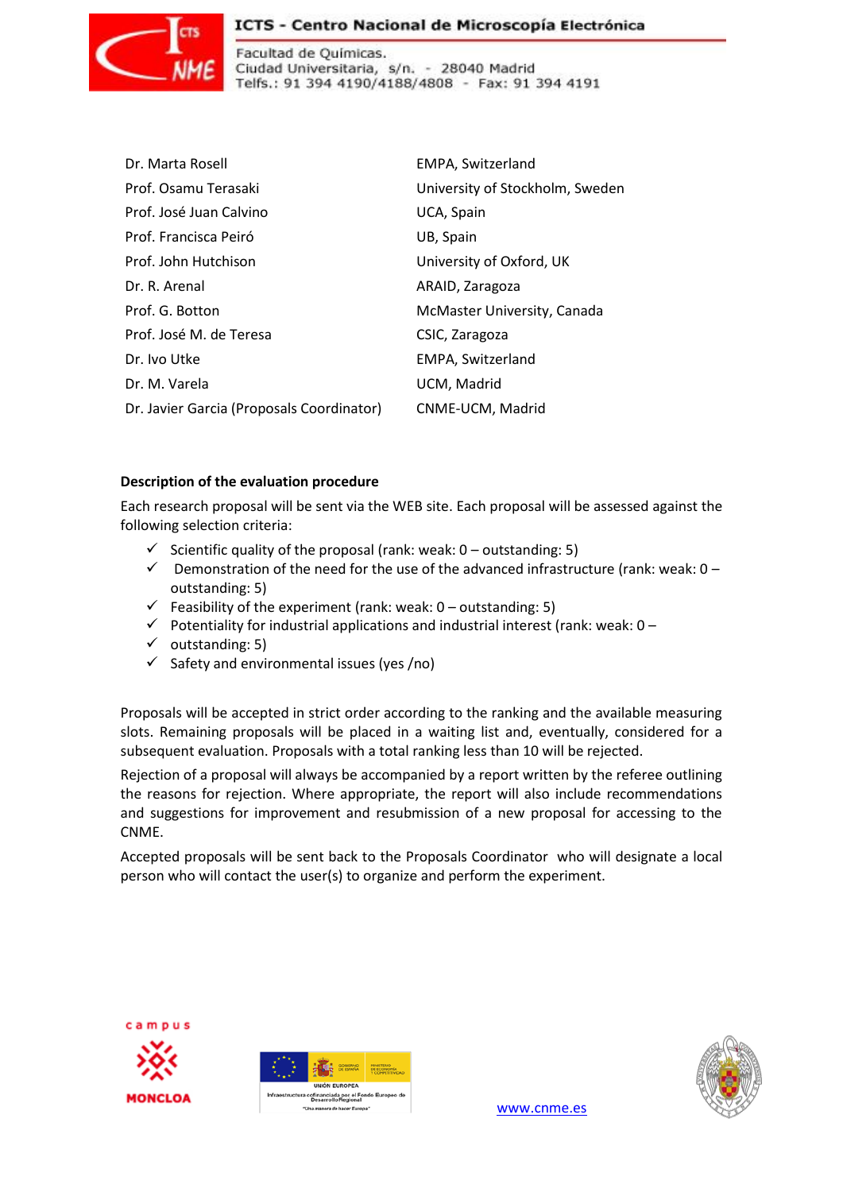| | |
|---|---|
| Dr. Marta Rosell | EMPA, Switzerland |
| Prof. Osamu Terasaki | University of Stockholm, Sweden |
| Prof. José Juan Calvino | UCA, Spain |
| Prof. Francisca Peiró | UB, Spain |
| Prof. John Hutchison | University of Oxford, UK |
| Dr. R. Arenal | ARAID, Zaragoza |
| Prof. G. Botton | McMaster University, Canada |
| Prof. José M. de Teresa | CSIC, Zaragoza |
| Dr. Ivo Utke | EMPA, Switzerland |
| Dr. M. Varela | UCM, Madrid |
| Dr. Javier Garcia (Proposals Coordinator) | CNME-UCM, Madrid |

**Description of the evaluation procedure**

Each research proposal will be sent via the WEB site. Each proposal will be assessed against the following selection criteria:

- ✓ Scientific quality of the proposal (rank: weak: 0 – outstanding: 5)
- ✓ Demonstration of the need for the use of the advanced infrastructure (rank: weak: 0 – outstanding: 5)
- ✓ Feasibility of the experiment (rank: weak: 0 – outstanding: 5)
- ✓ Potentiality for industrial applications and industrial interest (rank: weak: 0 –
- ✓ outstanding: 5)
- ✓ Safety and environmental issues (yes /no)

Proposals will be accepted in strict order according to the ranking and the available measuring slots. Remaining proposals will be placed in a waiting list and, eventually, considered for a subsequent evaluation. Proposals with a total ranking less than 10 will be rejected.

Rejection of a proposal will always be accompanied by a report written by the referee outlining the reasons for rejection. Where appropriate, the report will also include recommendations and suggestions for improvement and resubmission of a new proposal for accessing to the CNME.

Accepted proposals will be sent back to the Proposals Coordinator who will designate a local person who will contact the user(s) to organize and perform the experiment.

www.cnme.es